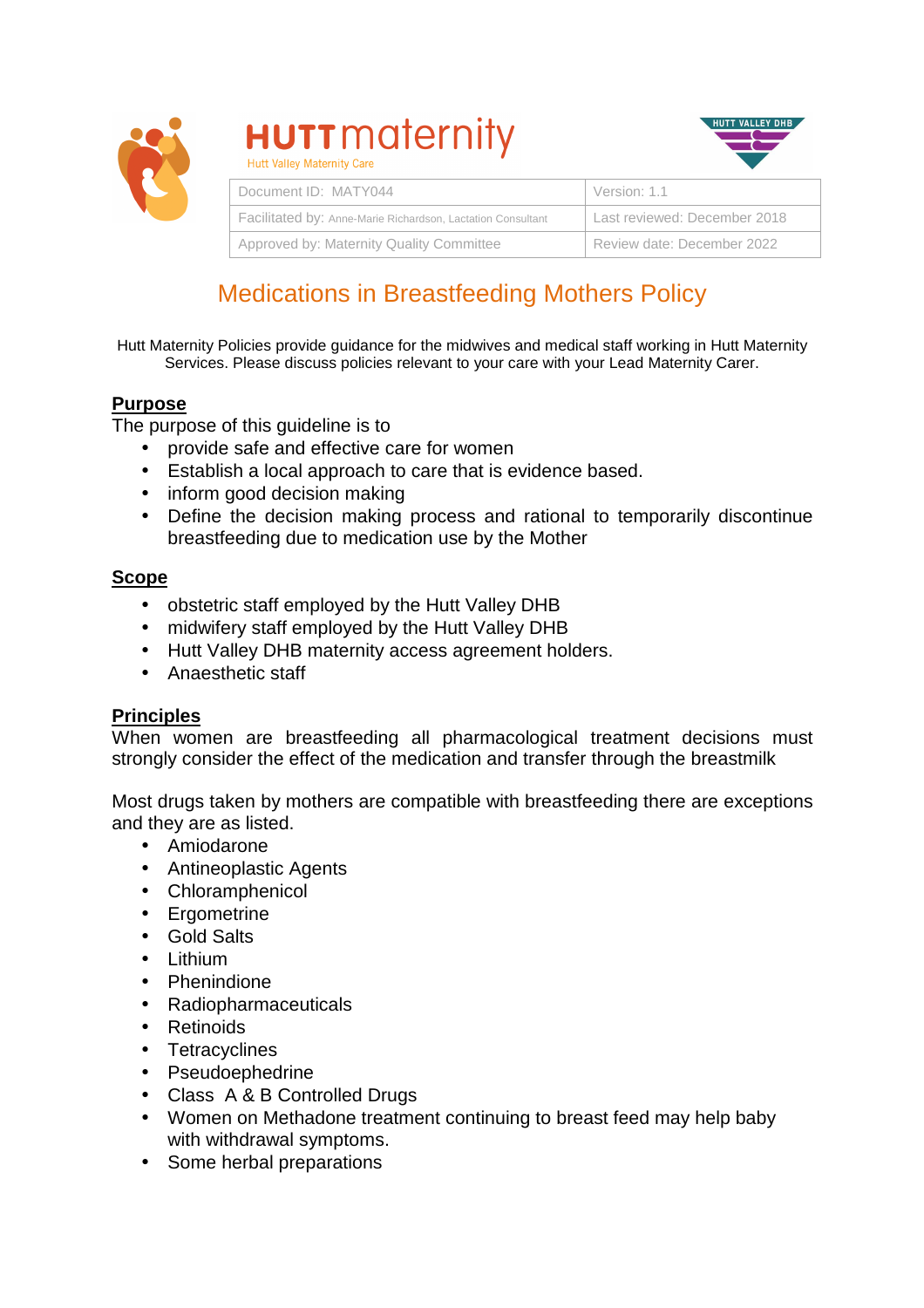HUTT maternity
Hutt Valley Maternity Care

HUTT VALLEY DHB

| Document ID: MATY044 | Version: 1.1 |
|---|---|
| Facilitated by: Anne-Marie Richardson, Lactation Consultant | Last reviewed: December 2018 |
| Approved by: Maternity Quality Committee | Review date: December 2022 |

# Medications in Breastfeeding Mothers Policy

Hutt Maternity Policies provide guidance for the midwives and medical staff working in Hutt Maternity Services. Please discuss policies relevant to your care with your Lead Maternity Carer.

## Purpose

The purpose of this guideline is to

- provide safe and effective care for women
- Establish a local approach to care that is evidence based.
- inform good decision making
- Define the decision making process and rational to temporarily discontinue breastfeeding due to medication use by the Mother

## Scope

- obstetric staff employed by the Hutt Valley DHB
- midwifery staff employed by the Hutt Valley DHB
- Hutt Valley DHB maternity access agreement holders.
- Anaesthetic staff

## Principles

When women are breastfeeding all pharmacological treatment decisions must strongly consider the effect of the medication and transfer through the breastmilk

Most drugs taken by mothers are compatible with breastfeeding there are exceptions and they are as listed.

- Amiodarone
- Antineoplastic Agents
- Chloramphenicol
- Ergometrine
- Gold Salts
- Lithium
- Phenindione
- Radiopharmaceuticals
- Retinoids
- Tetracyclines
- Pseudoephedrine
- Class A & B Controlled Drugs
- Women on Methadone treatment continuing to breast feed may help baby with withdrawal symptoms.
- Some herbal preparations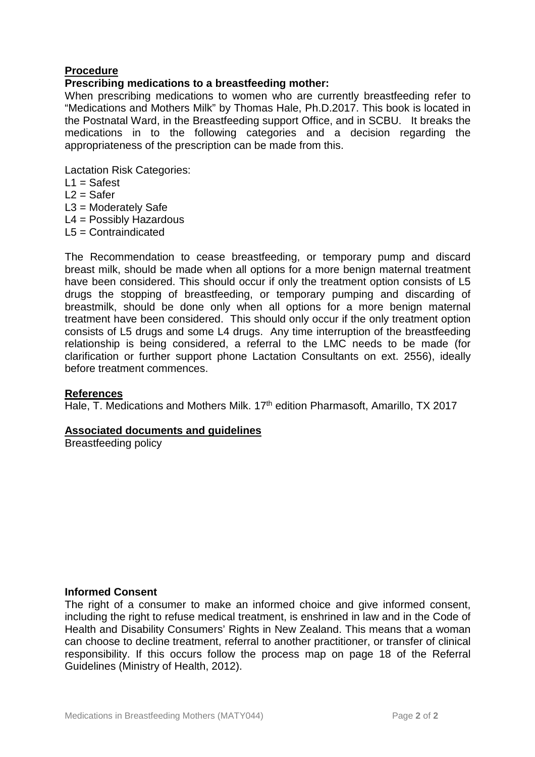## Procedure

### Prescribing medications to a breastfeeding mother:

When prescribing medications to women who are currently breastfeeding refer to "Medications and Mothers Milk" by Thomas Hale, Ph.D.2017. This book is located in the Postnatal Ward, in the Breastfeeding support Office, and in SCBU. It breaks the medications in to the following categories and a decision regarding the appropriateness of the prescription can be made from this.

Lactation Risk Categories:

L1 = Safest
L2 = Safer
L3 = Moderately Safe
L4 = Possibly Hazardous
L5 = Contraindicated

The Recommendation to cease breastfeeding, or temporary pump and discard breast milk, should be made when all options for a more benign maternal treatment have been considered. This should occur if only the treatment option consists of L5 drugs the stopping of breastfeeding, or temporary pumping and discarding of breastmilk, should be done only when all options for a more benign maternal treatment have been considered. This should only occur if the only treatment option consists of L5 drugs and some L4 drugs. Any time interruption of the breastfeeding relationship is being considered, a referral to the LMC needs to be made (for clarification or further support phone Lactation Consultants on ext. 2556), ideally before treatment commences.

## References

Hale, T. Medications and Mothers Milk. 17th edition Pharmasoft, Amarillo, TX 2017

## Associated documents and guidelines

Breastfeeding policy

### Informed Consent

The right of a consumer to make an informed choice and give informed consent, including the right to refuse medical treatment, is enshrined in law and in the Code of Health and Disability Consumers' Rights in New Zealand. This means that a woman can choose to decline treatment, referral to another practitioner, or transfer of clinical responsibility. If this occurs follow the process map on page 18 of the Referral Guidelines (Ministry of Health, 2012).